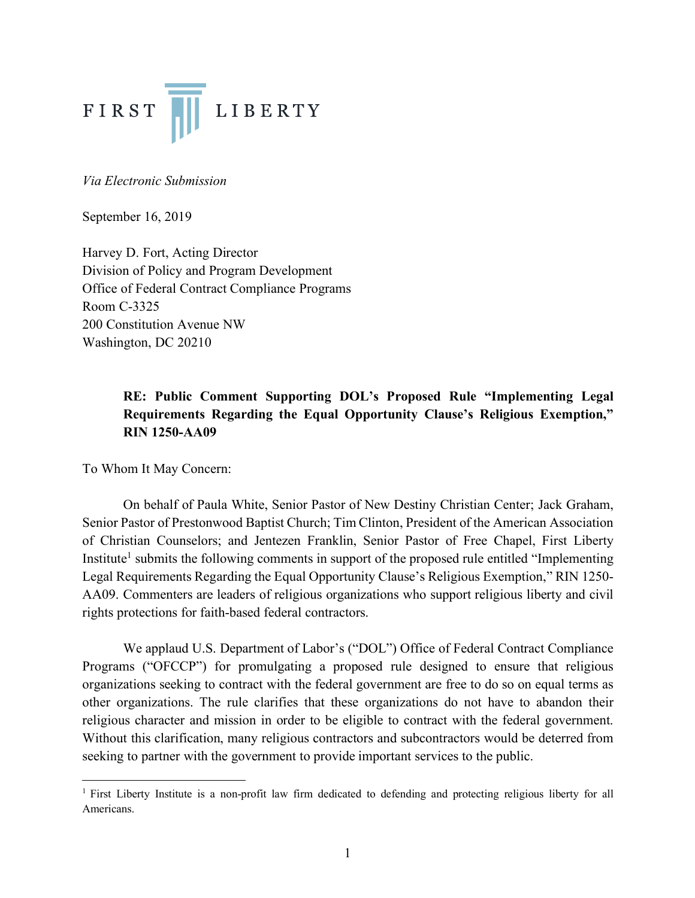FIRST LIBERTY

*Via Electronic Submission*

September 16, 2019

Harvey D. Fort, Acting Director
Division of Policy and Program Development
Office of Federal Contract Compliance Programs
Room C-3325
200 Constitution Avenue NW
Washington, DC 20210

**RE: Public Comment Supporting DOL's Proposed Rule "Implementing Legal Requirements Regarding the Equal Opportunity Clause's Religious Exemption," RIN 1250-AA09**

To Whom It May Concern:

On behalf of Paula White, Senior Pastor of New Destiny Christian Center; Jack Graham, Senior Pastor of Prestonwood Baptist Church; Tim Clinton, President of the American Association of Christian Counselors; and Jentezen Franklin, Senior Pastor of Free Chapel, First Liberty Institute[1] submits the following comments in support of the proposed rule entitled "Implementing Legal Requirements Regarding the Equal Opportunity Clause's Religious Exemption," RIN 1250-AA09. Commenters are leaders of religious organizations who support religious liberty and civil rights protections for faith-based federal contractors.

We applaud U.S. Department of Labor's ("DOL") Office of Federal Contract Compliance Programs ("OFCCP") for promulgating a proposed rule designed to ensure that religious organizations seeking to contract with the federal government are free to do so on equal terms as other organizations. The rule clarifies that these organizations do not have to abandon their religious character and mission in order to be eligible to contract with the federal government. Without this clarification, many religious contractors and subcontractors would be deterred from seeking to partner with the government to provide important services to the public.

[1] First Liberty Institute is a non-profit law firm dedicated to defending and protecting religious liberty for all Americans.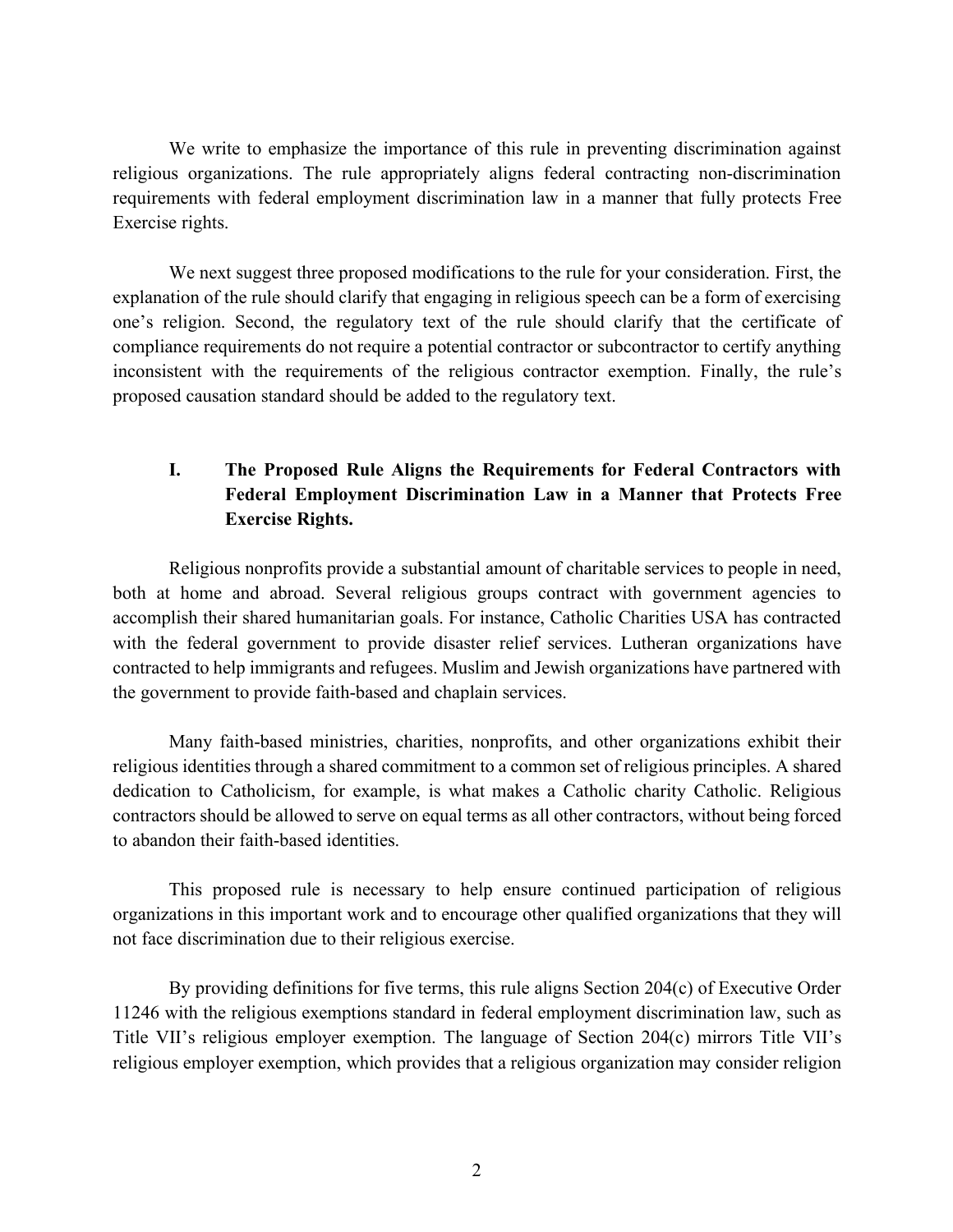We write to emphasize the importance of this rule in preventing discrimination against religious organizations. The rule appropriately aligns federal contracting non-discrimination requirements with federal employment discrimination law in a manner that fully protects Free Exercise rights.

We next suggest three proposed modifications to the rule for your consideration. First, the explanation of the rule should clarify that engaging in religious speech can be a form of exercising one's religion. Second, the regulatory text of the rule should clarify that the certificate of compliance requirements do not require a potential contractor or subcontractor to certify anything inconsistent with the requirements of the religious contractor exemption. Finally, the rule's proposed causation standard should be added to the regulatory text.

## I. The Proposed Rule Aligns the Requirements for Federal Contractors with Federal Employment Discrimination Law in a Manner that Protects Free Exercise Rights.

Religious nonprofits provide a substantial amount of charitable services to people in need, both at home and abroad. Several religious groups contract with government agencies to accomplish their shared humanitarian goals. For instance, Catholic Charities USA has contracted with the federal government to provide disaster relief services. Lutheran organizations have contracted to help immigrants and refugees. Muslim and Jewish organizations have partnered with the government to provide faith-based and chaplain services.

Many faith-based ministries, charities, nonprofits, and other organizations exhibit their religious identities through a shared commitment to a common set of religious principles. A shared dedication to Catholicism, for example, is what makes a Catholic charity Catholic. Religious contractors should be allowed to serve on equal terms as all other contractors, without being forced to abandon their faith-based identities.

This proposed rule is necessary to help ensure continued participation of religious organizations in this important work and to encourage other qualified organizations that they will not face discrimination due to their religious exercise.

By providing definitions for five terms, this rule aligns Section 204(c) of Executive Order 11246 with the religious exemptions standard in federal employment discrimination law, such as Title VII's religious employer exemption. The language of Section 204(c) mirrors Title VII's religious employer exemption, which provides that a religious organization may consider religion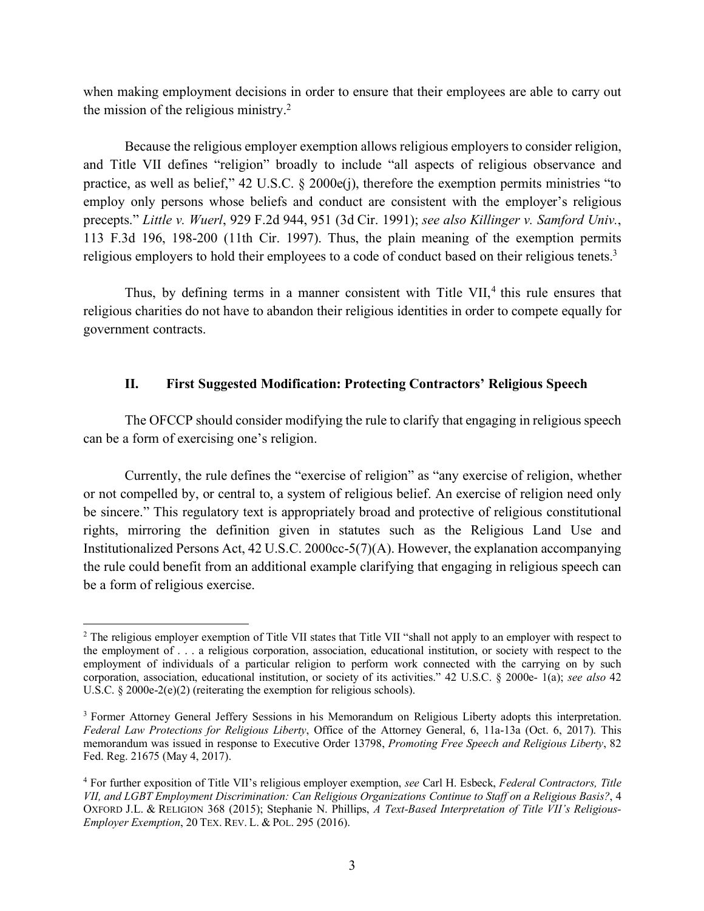when making employment decisions in order to ensure that their employees are able to carry out the mission of the religious ministry.[2]

Because the religious employer exemption allows religious employers to consider religion, and Title VII defines "religion" broadly to include "all aspects of religious observance and practice, as well as belief," 42 U.S.C. § 2000e(j), therefore the exemption permits ministries "to employ only persons whose beliefs and conduct are consistent with the employer's religious precepts." *Little v. Wuerl*, 929 F.2d 944, 951 (3d Cir. 1991); *see also Killinger v. Samford Univ.*, 113 F.3d 196, 198-200 (11th Cir. 1997). Thus, the plain meaning of the exemption permits religious employers to hold their employees to a code of conduct based on their religious tenets.[3]

Thus, by defining terms in a manner consistent with Title VII,[4] this rule ensures that religious charities do not have to abandon their religious identities in order to compete equally for government contracts.

## II. First Suggested Modification: Protecting Contractors' Religious Speech

The OFCCP should consider modifying the rule to clarify that engaging in religious speech can be a form of exercising one's religion.

Currently, the rule defines the "exercise of religion" as "any exercise of religion, whether or not compelled by, or central to, a system of religious belief. An exercise of religion need only be sincere." This regulatory text is appropriately broad and protective of religious constitutional rights, mirroring the definition given in statutes such as the Religious Land Use and Institutionalized Persons Act, 42 U.S.C. 2000cc-5(7)(A). However, the explanation accompanying the rule could benefit from an additional example clarifying that engaging in religious speech can be a form of religious exercise.

---

[2] The religious employer exemption of Title VII states that Title VII "shall not apply to an employer with respect to the employment of . . . a religious corporation, association, educational institution, or society with respect to the employment of individuals of a particular religion to perform work connected with the carrying on by such corporation, association, educational institution, or society of its activities." 42 U.S.C. § 2000e- 1(a); *see also* 42 U.S.C. § 2000e-2(e)(2) (reiterating the exemption for religious schools).

[3] Former Attorney General Jeffery Sessions in his Memorandum on Religious Liberty adopts this interpretation. *Federal Law Protections for Religious Liberty*, Office of the Attorney General, 6, 11a-13a (Oct. 6, 2017). This memorandum was issued in response to Executive Order 13798, *Promoting Free Speech and Religious Liberty*, 82 Fed. Reg. 21675 (May 4, 2017).

[4] For further exposition of Title VII's religious employer exemption, *see* Carl H. Esbeck, *Federal Contractors, Title VII, and LGBT Employment Discrimination: Can Religious Organizations Continue to Staff on a Religious Basis?*, 4 OXFORD J.L. & RELIGION 368 (2015); Stephanie N. Phillips, *A Text-Based Interpretation of Title VII's Religious-Employer Exemption*, 20 TEX. REV. L. & POL. 295 (2016).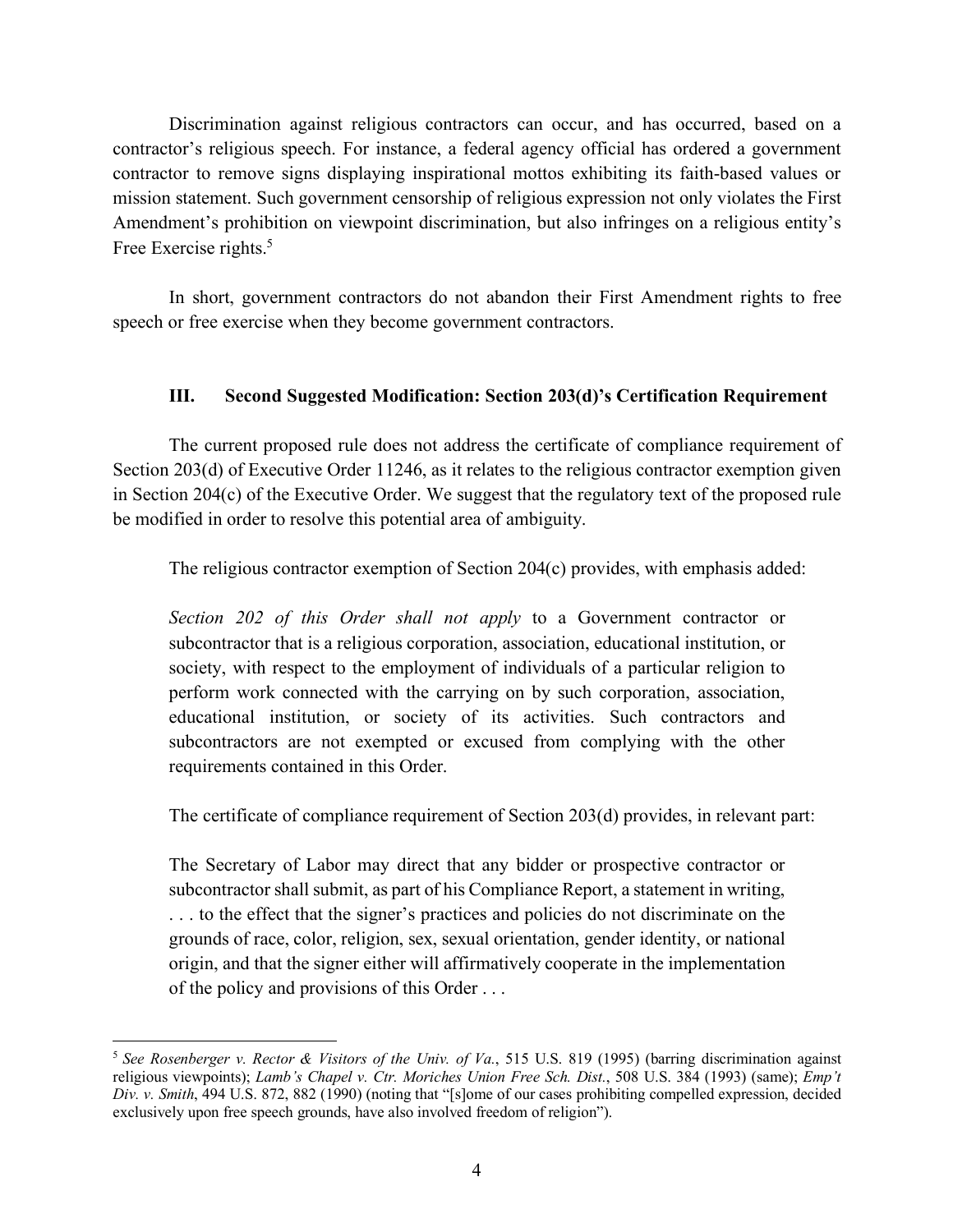Discrimination against religious contractors can occur, and has occurred, based on a contractor's religious speech. For instance, a federal agency official has ordered a government contractor to remove signs displaying inspirational mottos exhibiting its faith-based values or mission statement. Such government censorship of religious expression not only violates the First Amendment's prohibition on viewpoint discrimination, but also infringes on a religious entity's Free Exercise rights.[5]

In short, government contractors do not abandon their First Amendment rights to free speech or free exercise when they become government contractors.

### III. Second Suggested Modification: Section 203(d)'s Certification Requirement

The current proposed rule does not address the certificate of compliance requirement of Section 203(d) of Executive Order 11246, as it relates to the religious contractor exemption given in Section 204(c) of the Executive Order. We suggest that the regulatory text of the proposed rule be modified in order to resolve this potential area of ambiguity.

The religious contractor exemption of Section 204(c) provides, with emphasis added:

> *Section 202 of this Order shall not apply* to a Government contractor or subcontractor that is a religious corporation, association, educational institution, or society, with respect to the employment of individuals of a particular religion to perform work connected with the carrying on by such corporation, association, educational institution, or society of its activities. Such contractors and subcontractors are not exempted or excused from complying with the other requirements contained in this Order.

The certificate of compliance requirement of Section 203(d) provides, in relevant part:

> The Secretary of Labor may direct that any bidder or prospective contractor or subcontractor shall submit, as part of his Compliance Report, a statement in writing, . . . to the effect that the signer's practices and policies do not discriminate on the grounds of race, color, religion, sex, sexual orientation, gender identity, or national origin, and that the signer either will affirmatively cooperate in the implementation of the policy and provisions of this Order . . .

---

[5] *See Rosenberger v. Rector & Visitors of the Univ. of Va.*, 515 U.S. 819 (1995) (barring discrimination against religious viewpoints); *Lamb's Chapel v. Ctr. Moriches Union Free Sch. Dist.*, 508 U.S. 384 (1993) (same); *Emp't Div. v. Smith*, 494 U.S. 872, 882 (1990) (noting that "[s]ome of our cases prohibiting compelled expression, decided exclusively upon free speech grounds, have also involved freedom of religion").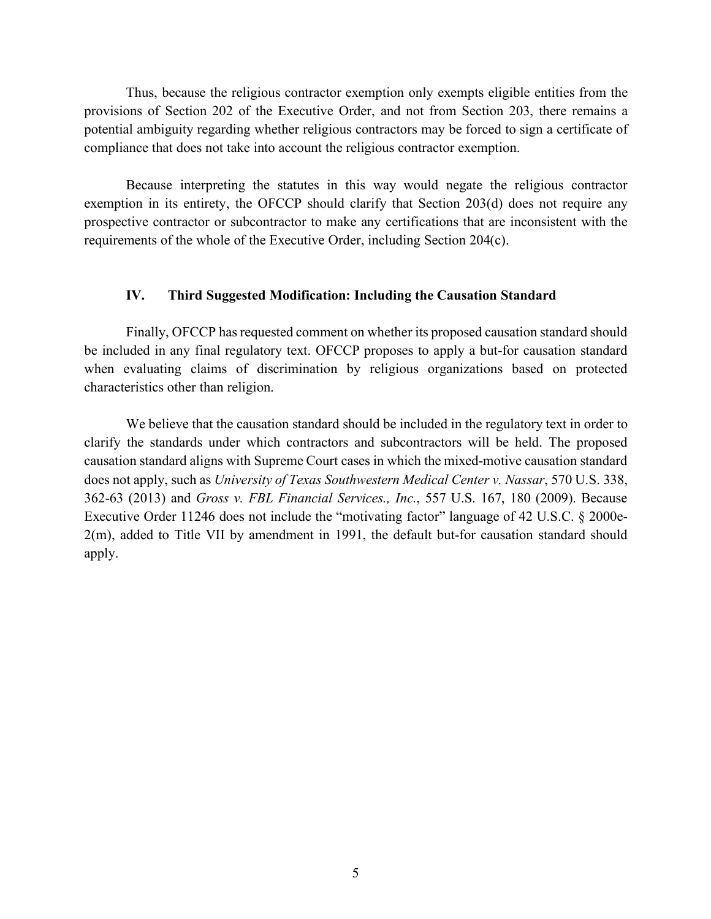Thus, because the religious contractor exemption only exempts eligible entities from the provisions of Section 202 of the Executive Order, and not from Section 203, there remains a potential ambiguity regarding whether religious contractors may be forced to sign a certificate of compliance that does not take into account the religious contractor exemption.

Because interpreting the statutes in this way would negate the religious contractor exemption in its entirety, the OFCCP should clarify that Section 203(d) does not require any prospective contractor or subcontractor to make any certifications that are inconsistent with the requirements of the whole of the Executive Order, including Section 204(c).

## IV. Third Suggested Modification: Including the Causation Standard

Finally, OFCCP has requested comment on whether its proposed causation standard should be included in any final regulatory text. OFCCP proposes to apply a but-for causation standard when evaluating claims of discrimination by religious organizations based on protected characteristics other than religion.

We believe that the causation standard should be included in the regulatory text in order to clarify the standards under which contractors and subcontractors will be held. The proposed causation standard aligns with Supreme Court cases in which the mixed-motive causation standard does not apply, such as *University of Texas Southwestern Medical Center v. Nassar*, 570 U.S. 338, 362-63 (2013) and *Gross v. FBL Financial Services., Inc.*, 557 U.S. 167, 180 (2009). Because Executive Order 11246 does not include the "motivating factor" language of 42 U.S.C. § 2000e-2(m), added to Title VII by amendment in 1991, the default but-for causation standard should apply.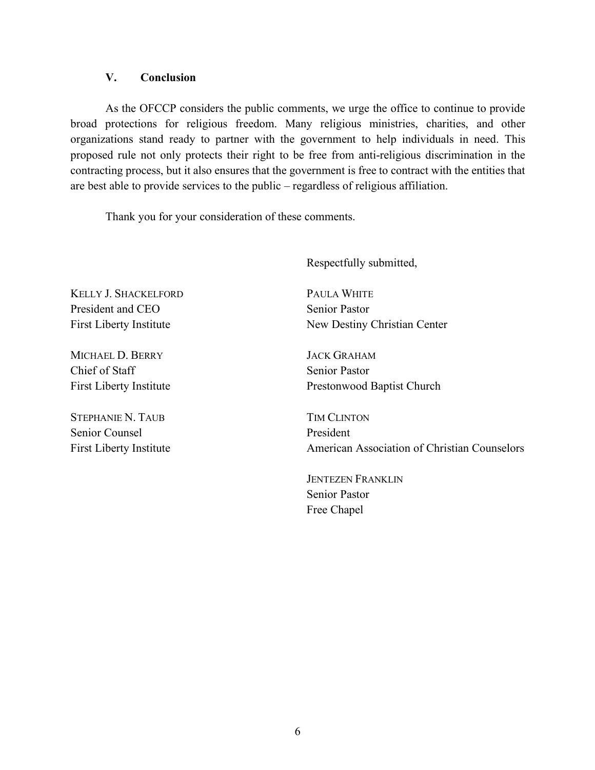## V. Conclusion

As the OFCCP considers the public comments, we urge the office to continue to provide broad protections for religious freedom. Many religious ministries, charities, and other organizations stand ready to partner with the government to help individuals in need. This proposed rule not only protects their right to be free from anti-religious discrimination in the contracting process, but it also ensures that the government is free to contract with the entities that are best able to provide services to the public – regardless of religious affiliation.

Thank you for your consideration of these comments.

Respectfully submitted,

KELLY J. SHACKELFORD
President and CEO
First Liberty Institute

MICHAEL D. BERRY
Chief of Staff
First Liberty Institute

STEPHANIE N. TAUB
Senior Counsel
First Liberty Institute

PAULA WHITE
Senior Pastor
New Destiny Christian Center

JACK GRAHAM
Senior Pastor
Prestonwood Baptist Church

TIM CLINTON
President
American Association of Christian Counselors

JENTEZEN FRANKLIN
Senior Pastor
Free Chapel